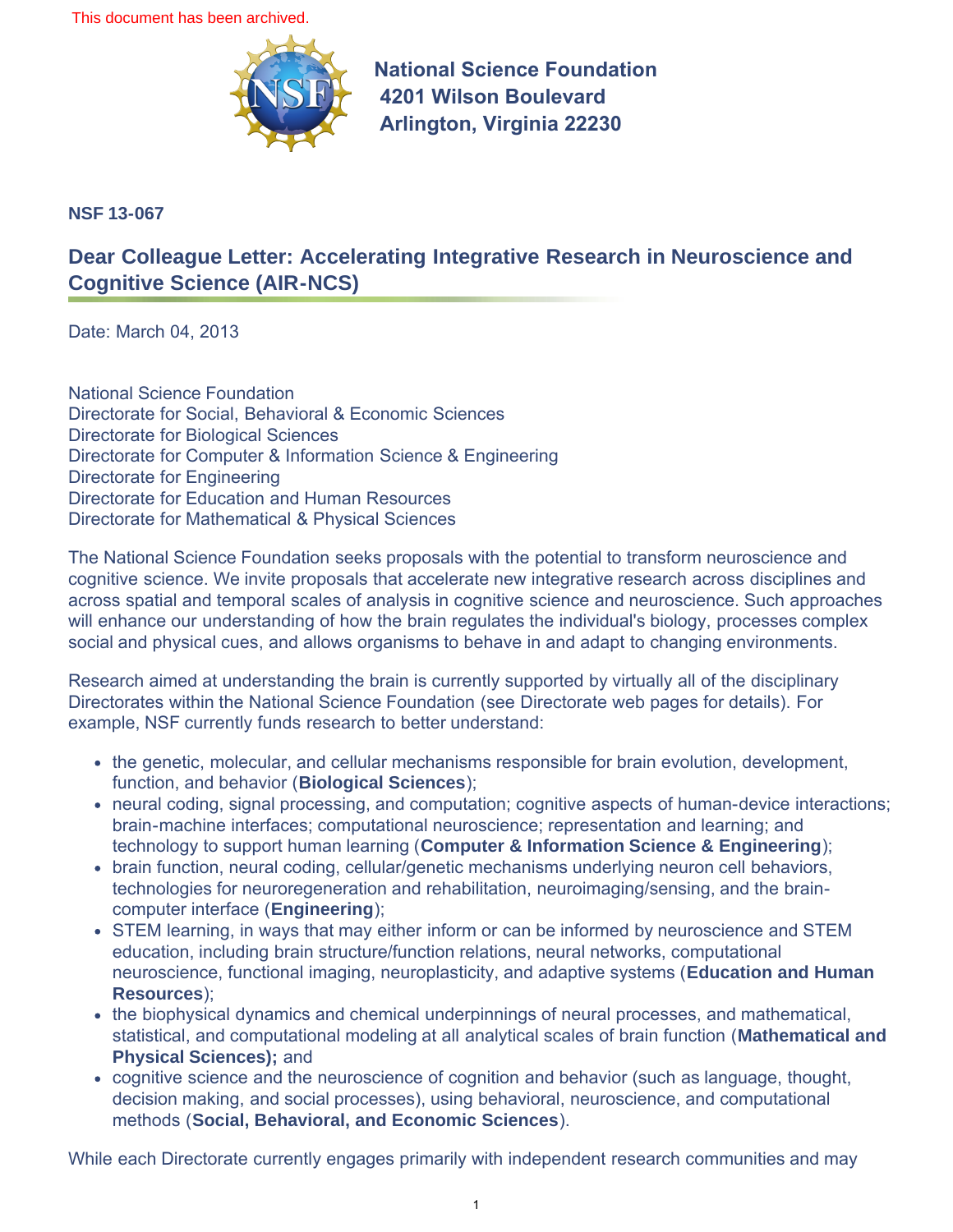This document has been archived.

**National Science Foundation**
**4201 Wilson Boulevard**
**Arlington, Virginia 22230**

**NSF 13-067**

## Dear Colleague Letter: Accelerating Integrative Research in Neuroscience and Cognitive Science (AIR-NCS)

Date: March 04, 2013

National Science Foundation
Directorate for Social, Behavioral & Economic Sciences
Directorate for Biological Sciences
Directorate for Computer & Information Science & Engineering
Directorate for Engineering
Directorate for Education and Human Resources
Directorate for Mathematical & Physical Sciences

The National Science Foundation seeks proposals with the potential to transform neuroscience and cognitive science. We invite proposals that accelerate new integrative research across disciplines and across spatial and temporal scales of analysis in cognitive science and neuroscience. Such approaches will enhance our understanding of how the brain regulates the individual's biology, processes complex social and physical cues, and allows organisms to behave in and adapt to changing environments.

Research aimed at understanding the brain is currently supported by virtually all of the disciplinary Directorates within the National Science Foundation (see Directorate web pages for details). For example, NSF currently funds research to better understand:

- the genetic, molecular, and cellular mechanisms responsible for brain evolution, development, function, and behavior (**Biological Sciences**);
- neural coding, signal processing, and computation; cognitive aspects of human-device interactions; brain-machine interfaces; computational neuroscience; representation and learning; and technology to support human learning (**Computer & Information Science & Engineering**);
- brain function, neural coding, cellular/genetic mechanisms underlying neuron cell behaviors, technologies for neuroregeneration and rehabilitation, neuroimaging/sensing, and the brain-computer interface (**Engineering**);
- STEM learning, in ways that may either inform or can be informed by neuroscience and STEM education, including brain structure/function relations, neural networks, computational neuroscience, functional imaging, neuroplasticity, and adaptive systems (**Education and Human Resources**);
- the biophysical dynamics and chemical underpinnings of neural processes, and mathematical, statistical, and computational modeling at all analytical scales of brain function (**Mathematical and Physical Sciences);** and
- cognitive science and the neuroscience of cognition and behavior (such as language, thought, decision making, and social processes), using behavioral, neuroscience, and computational methods (**Social, Behavioral, and Economic Sciences**).

While each Directorate currently engages primarily with independent research communities and may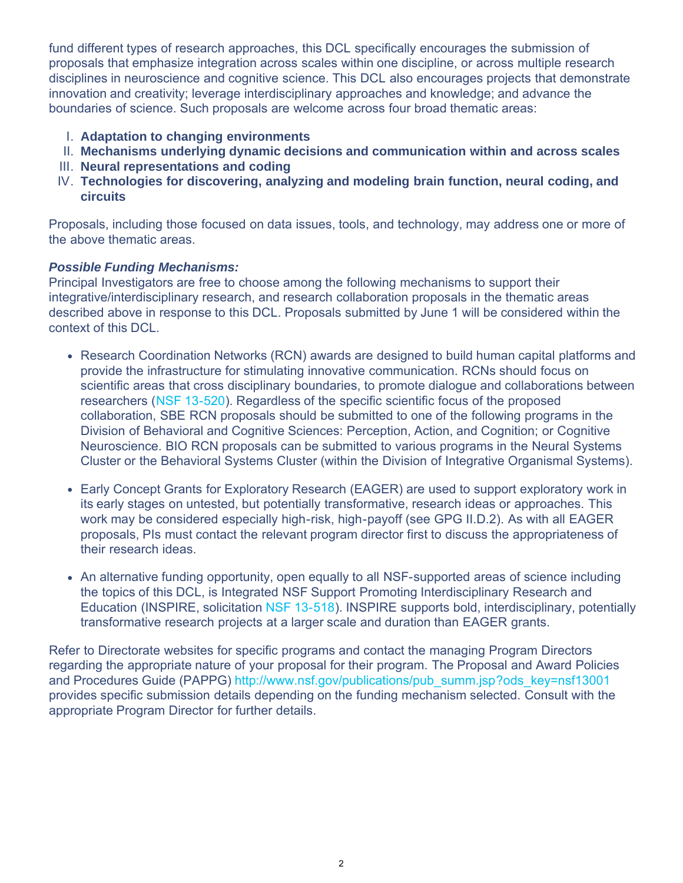fund different types of research approaches, this DCL specifically encourages the submission of proposals that emphasize integration across scales within one discipline, or across multiple research disciplines in neuroscience and cognitive science. This DCL also encourages projects that demonstrate innovation and creativity; leverage interdisciplinary approaches and knowledge; and advance the boundaries of science. Such proposals are welcome across four broad thematic areas:

I. **Adaptation to changing environments**
II. **Mechanisms underlying dynamic decisions and communication within and across scales**
III. **Neural representations and coding**
IV. **Technologies for discovering, analyzing and modeling brain function, neural coding, and circuits**

Proposals, including those focused on data issues, tools, and technology, may address one or more of the above thematic areas.

***Possible Funding Mechanisms:***
Principal Investigators are free to choose among the following mechanisms to support their integrative/interdisciplinary research, and research collaboration proposals in the thematic areas described above in response to this DCL. Proposals submitted by June 1 will be considered within the context of this DCL.

- Research Coordination Networks (RCN) awards are designed to build human capital platforms and provide the infrastructure for stimulating innovative communication. RCNs should focus on scientific areas that cross disciplinary boundaries, to promote dialogue and collaborations between researchers (NSF 13-520). Regardless of the specific scientific focus of the proposed collaboration, SBE RCN proposals should be submitted to one of the following programs in the Division of Behavioral and Cognitive Sciences: Perception, Action, and Cognition; or Cognitive Neuroscience. BIO RCN proposals can be submitted to various programs in the Neural Systems Cluster or the Behavioral Systems Cluster (within the Division of Integrative Organismal Systems).

- Early Concept Grants for Exploratory Research (EAGER) are used to support exploratory work in its early stages on untested, but potentially transformative, research ideas or approaches. This work may be considered especially high-risk, high-payoff (see GPG II.D.2). As with all EAGER proposals, PIs must contact the relevant program director first to discuss the appropriateness of their research ideas.

- An alternative funding opportunity, open equally to all NSF-supported areas of science including the topics of this DCL, is Integrated NSF Support Promoting Interdisciplinary Research and Education (INSPIRE, solicitation NSF 13-518). INSPIRE supports bold, interdisciplinary, potentially transformative research projects at a larger scale and duration than EAGER grants.

Refer to Directorate websites for specific programs and contact the managing Program Directors regarding the appropriate nature of your proposal for their program. The Proposal and Award Policies and Procedures Guide (PAPPG) http://www.nsf.gov/publications/pub_summ.jsp?ods_key=nsf13001 provides specific submission details depending on the funding mechanism selected. Consult with the appropriate Program Director for further details.